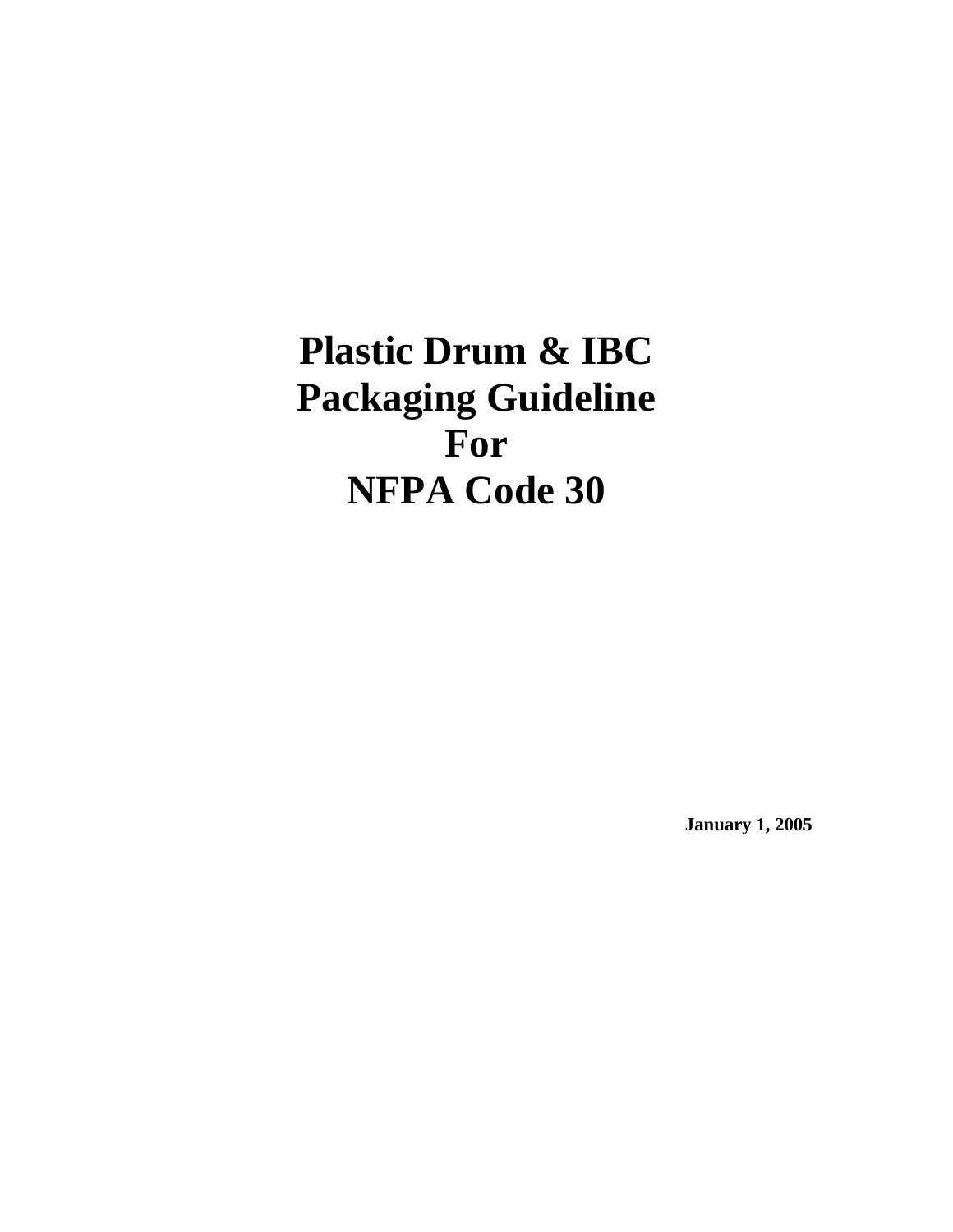# Plastic Drum & IBC Packaging Guideline For NFPA Code 30

**January 1, 2005**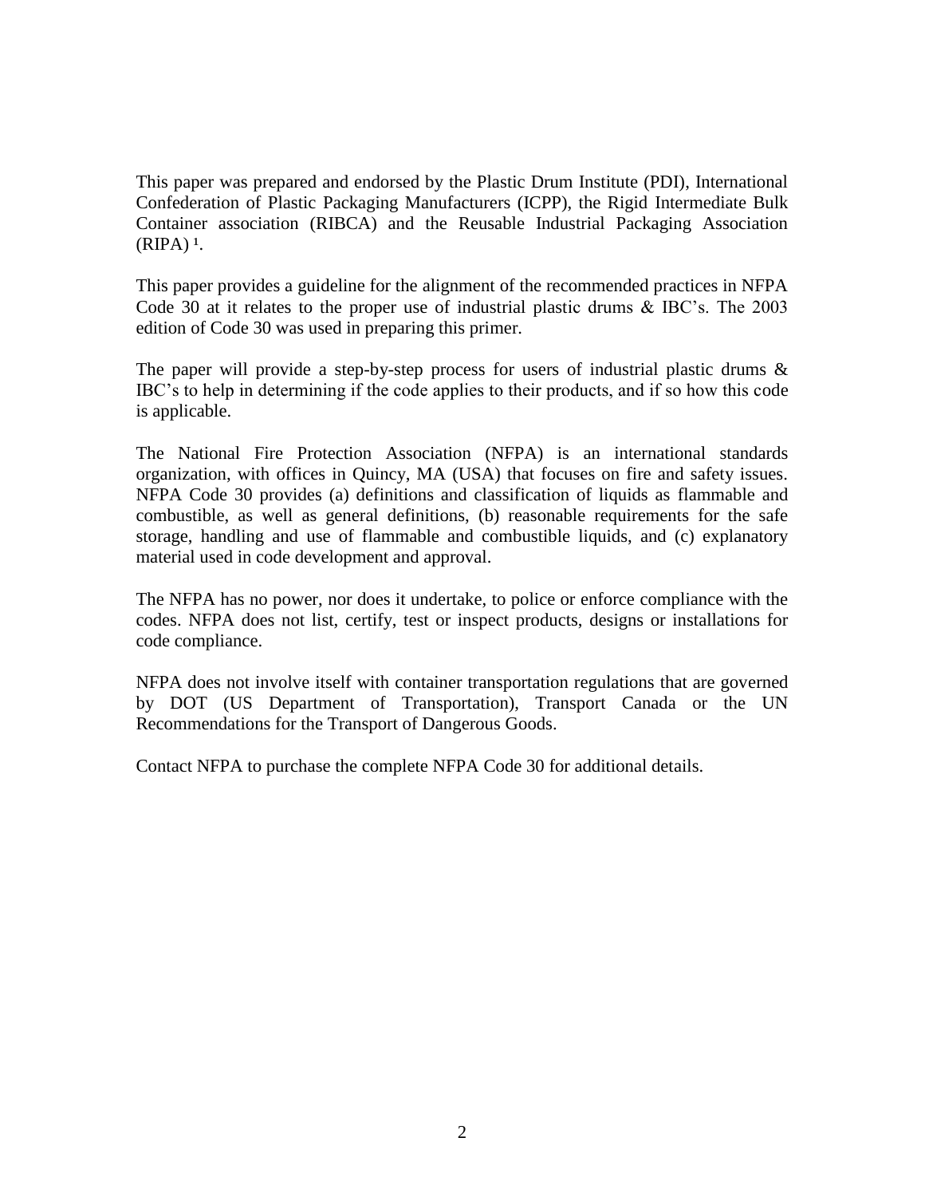This paper was prepared and endorsed by the Plastic Drum Institute (PDI), International Confederation of Plastic Packaging Manufacturers (ICPP), the Rigid Intermediate Bulk Container association (RIBCA) and the Reusable Industrial Packaging Association (RIPA) [1].

This paper provides a guideline for the alignment of the recommended practices in NFPA Code 30 at it relates to the proper use of industrial plastic drums & IBC's. The 2003 edition of Code 30 was used in preparing this primer.

The paper will provide a step-by-step process for users of industrial plastic drums & IBC's to help in determining if the code applies to their products, and if so how this code is applicable.

The National Fire Protection Association (NFPA) is an international standards organization, with offices in Quincy, MA (USA) that focuses on fire and safety issues. NFPA Code 30 provides (a) definitions and classification of liquids as flammable and combustible, as well as general definitions, (b) reasonable requirements for the safe storage, handling and use of flammable and combustible liquids, and (c) explanatory material used in code development and approval.

The NFPA has no power, nor does it undertake, to police or enforce compliance with the codes. NFPA does not list, certify, test or inspect products, designs or installations for code compliance.

NFPA does not involve itself with container transportation regulations that are governed by DOT (US Department of Transportation), Transport Canada or the UN Recommendations for the Transport of Dangerous Goods.

Contact NFPA to purchase the complete NFPA Code 30 for additional details.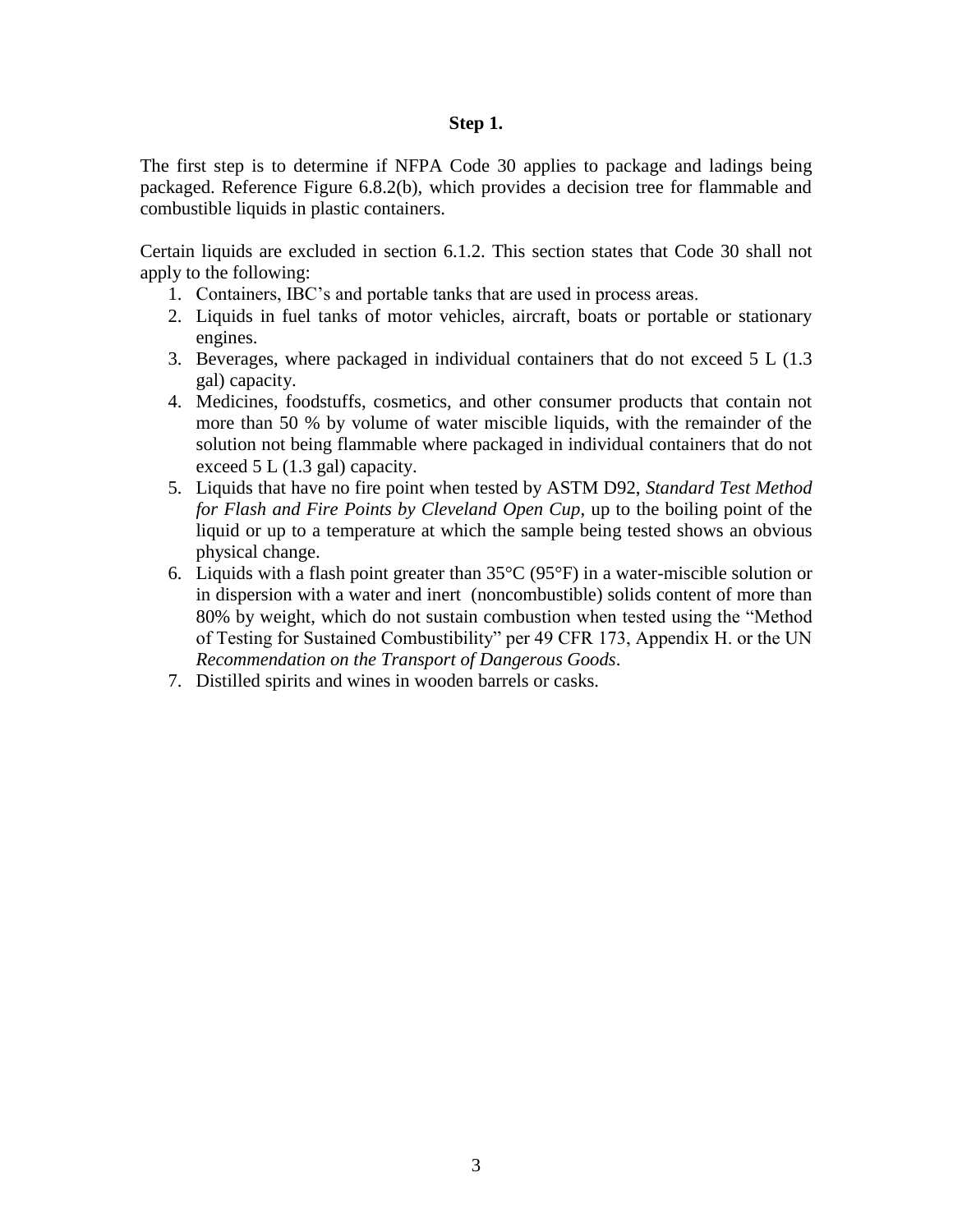**Step 1.**

The first step is to determine if NFPA Code 30 applies to package and ladings being packaged. Reference Figure 6.8.2(b), which provides a decision tree for flammable and combustible liquids in plastic containers.

Certain liquids are excluded in section 6.1.2. This section states that Code 30 shall not apply to the following:

1. Containers, IBC's and portable tanks that are used in process areas.
2. Liquids in fuel tanks of motor vehicles, aircraft, boats or portable or stationary engines.
3. Beverages, where packaged in individual containers that do not exceed 5 L (1.3 gal) capacity.
4. Medicines, foodstuffs, cosmetics, and other consumer products that contain not more than 50 % by volume of water miscible liquids, with the remainder of the solution not being flammable where packaged in individual containers that do not exceed 5 L (1.3 gal) capacity.
5. Liquids that have no fire point when tested by ASTM D92, *Standard Test Method for Flash and Fire Points by Cleveland Open Cup*, up to the boiling point of the liquid or up to a temperature at which the sample being tested shows an obvious physical change.
6. Liquids with a flash point greater than 35°C (95°F) in a water-miscible solution or in dispersion with a water and inert (noncombustible) solids content of more than 80% by weight, which do not sustain combustion when tested using the "Method of Testing for Sustained Combustibility" per 49 CFR 173, Appendix H. or the UN *Recommendation on the Transport of Dangerous Goods*.
7. Distilled spirits and wines in wooden barrels or casks.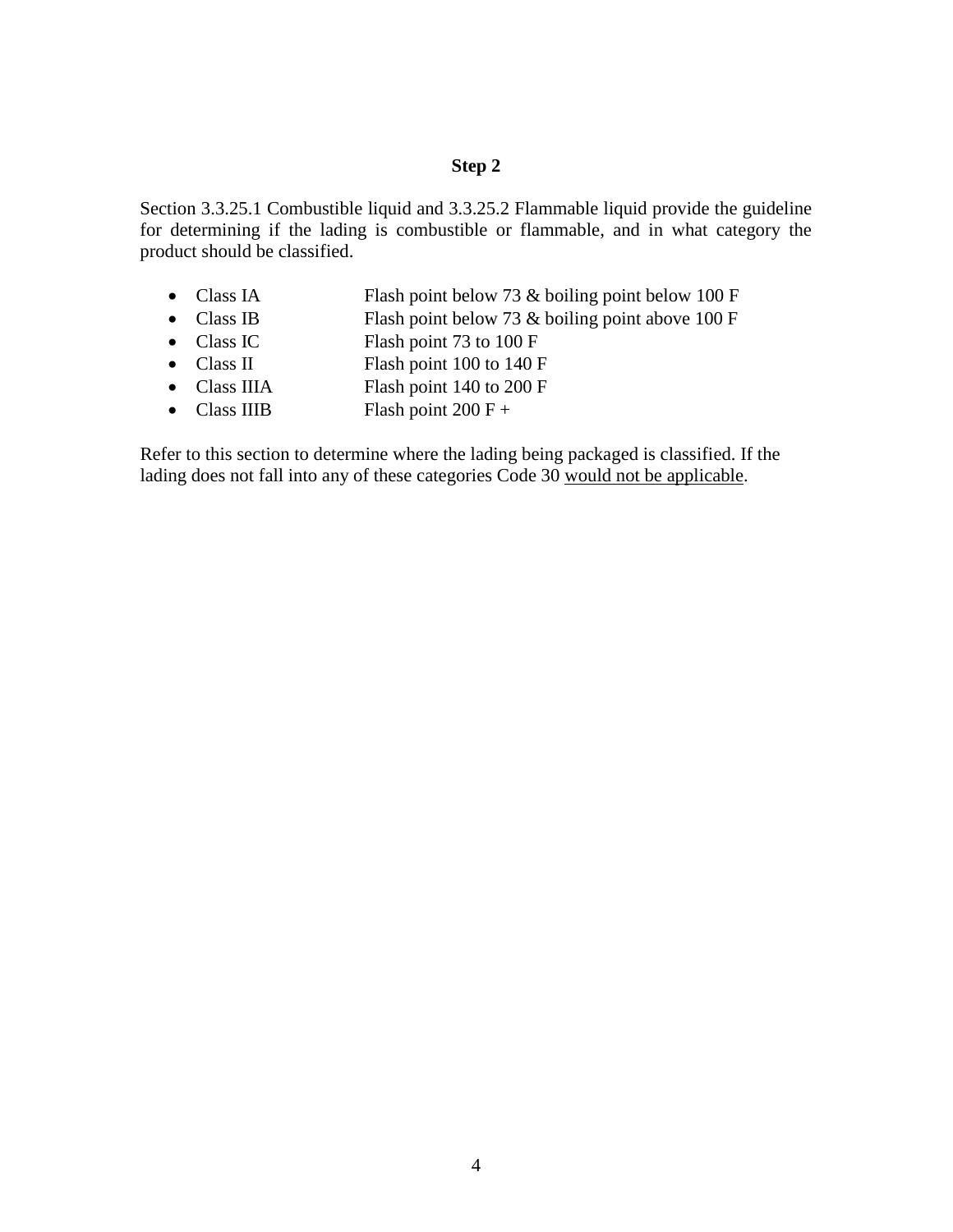### Step 2

Section 3.3.25.1 Combustible liquid and 3.3.25.2 Flammable liquid provide the guideline for determining if the lading is combustible or flammable, and in what category the product should be classified.

- Class IA Flash point below 73 & boiling point below 100 F
- Class IB Flash point below 73 & boiling point above 100 F
- Class IC Flash point 73 to 100 F
- Class II Flash point 100 to 140 F
- Class IIIA Flash point 140 to 200 F
- Class IIIB Flash point 200 F +

Refer to this section to determine where the lading being packaged is classified. If the lading does not fall into any of these categories Code 30 would not be applicable.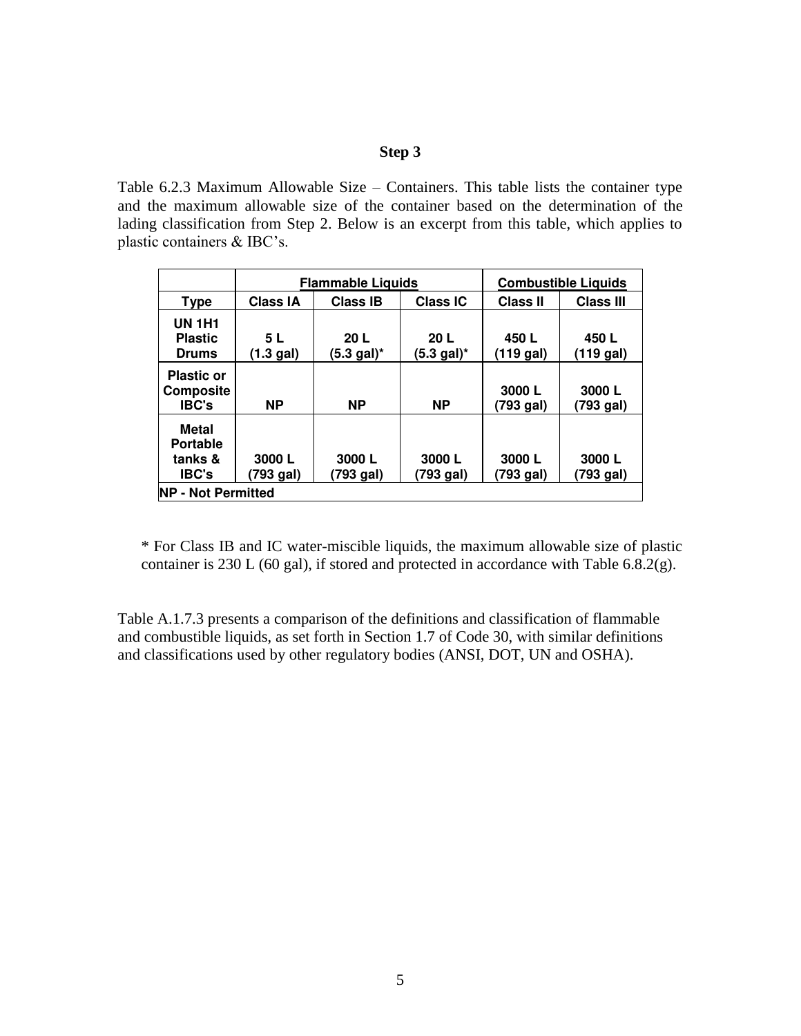### Step 3

Table 6.2.3 Maximum Allowable Size – Containers. This table lists the container type and the maximum allowable size of the container based on the determination of the lading classification from Step 2. Below is an excerpt from this table, which applies to plastic containers & IBC's.

| | Flammable Liquids | | | Combustible Liquids | |
|---|---|---|---|---|---|
| **Type** | **Class IA** | **Class IB** | **Class IC** | **Class II** | **Class III** |
| **UN 1H1 Plastic Drums** | **5 L (1.3 gal)** | **20 L (5.3 gal)*** | **20 L (5.3 gal)*** | **450 L (119 gal)** | **450 L (119 gal)** |
| **Plastic or Composite IBC's** | **NP** | **NP** | **NP** | **3000 L (793 gal)** | **3000 L (793 gal)** |
| **Metal Portable tanks & IBC's** | **3000 L (793 gal)** | **3000 L (793 gal)** | **3000 L (793 gal)** | **3000 L (793 gal)** | **3000 L (793 gal)** |
| **NP - Not Permitted** | | | | | |

* For Class IB and IC water-miscible liquids, the maximum allowable size of plastic container is 230 L (60 gal), if stored and protected in accordance with Table 6.8.2(g).

Table A.1.7.3 presents a comparison of the definitions and classification of flammable and combustible liquids, as set forth in Section 1.7 of Code 30, with similar definitions and classifications used by other regulatory bodies (ANSI, DOT, UN and OSHA).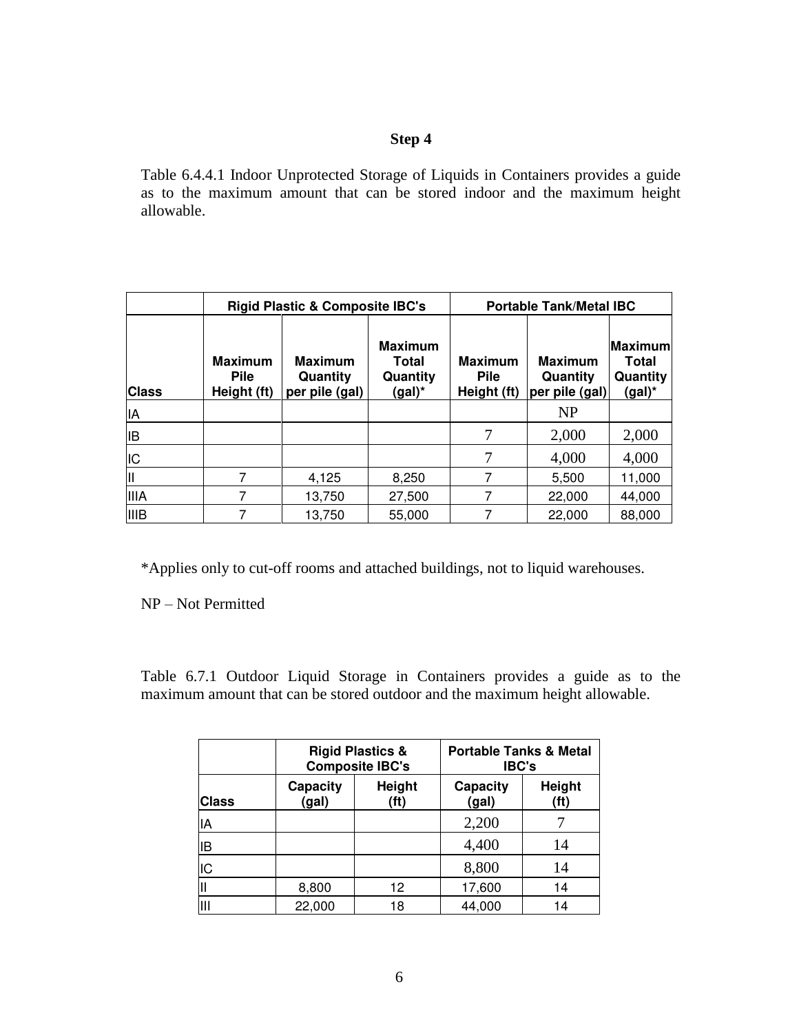## Step 4

Table 6.4.4.1 Indoor Unprotected Storage of Liquids in Containers provides a guide as to the maximum amount that can be stored indoor and the maximum height allowable.

| | Rigid Plastic & Composite IBC's | | | Portable Tank/Metal IBC | | |
|---|---|---|---|---|---|---|
| Class | Maximum Pile Height (ft) | Maximum Quantity per pile (gal) | Maximum Total Quantity (gal)* | Maximum Pile Height (ft) | Maximum Quantity per pile (gal) | Maximum Total Quantity (gal)* |
| IA | | | | | NP | |
| IB | | | | 7 | 2,000 | 2,000 |
| IC | | | | 7 | 4,000 | 4,000 |
| II | 7 | 4,125 | 8,250 | 7 | 5,500 | 11,000 |
| IIIA | 7 | 13,750 | 27,500 | 7 | 22,000 | 44,000 |
| IIIB | 7 | 13,750 | 55,000 | 7 | 22,000 | 88,000 |

*Applies only to cut-off rooms and attached buildings, not to liquid warehouses.

NP – Not Permitted

Table 6.7.1 Outdoor Liquid Storage in Containers provides a guide as to the maximum amount that can be stored outdoor and the maximum height allowable.

| | Rigid Plastics & Composite IBC's | | Portable Tanks & Metal IBC's | |
|---|---|---|---|---|
| Class | Capacity (gal) | Height (ft) | Capacity (gal) | Height (ft) |
| IA | | | 2,200 | 7 |
| IB | | | 4,400 | 14 |
| IC | | | 8,800 | 14 |
| II | 8,800 | 12 | 17,600 | 14 |
| III | 22,000 | 18 | 44,000 | 14 |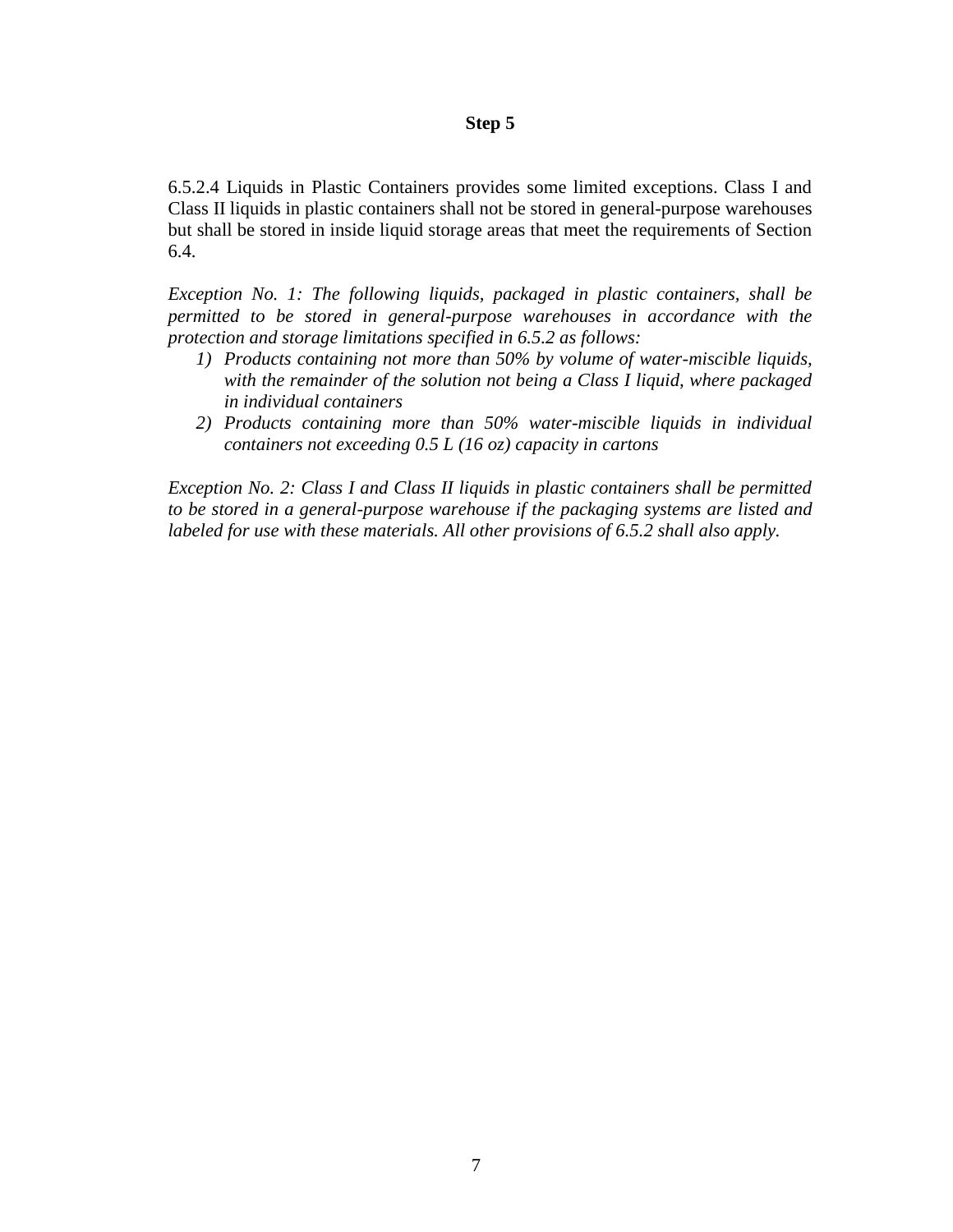**Step 5**

6.5.2.4 Liquids in Plastic Containers provides some limited exceptions. Class I and Class II liquids in plastic containers shall not be stored in general-purpose warehouses but shall be stored in inside liquid storage areas that meet the requirements of Section 6.4.

*Exception No. 1: The following liquids, packaged in plastic containers, shall be permitted to be stored in general-purpose warehouses in accordance with the protection and storage limitations specified in 6.5.2 as follows:*

1) *Products containing not more than 50% by volume of water-miscible liquids, with the remainder of the solution not being a Class I liquid, where packaged in individual containers*
2) *Products containing more than 50% water-miscible liquids in individual containers not exceeding 0.5 L (16 oz) capacity in cartons*

*Exception No. 2: Class I and Class II liquids in plastic containers shall be permitted to be stored in a general-purpose warehouse if the packaging systems are listed and labeled for use with these materials. All other provisions of 6.5.2 shall also apply.*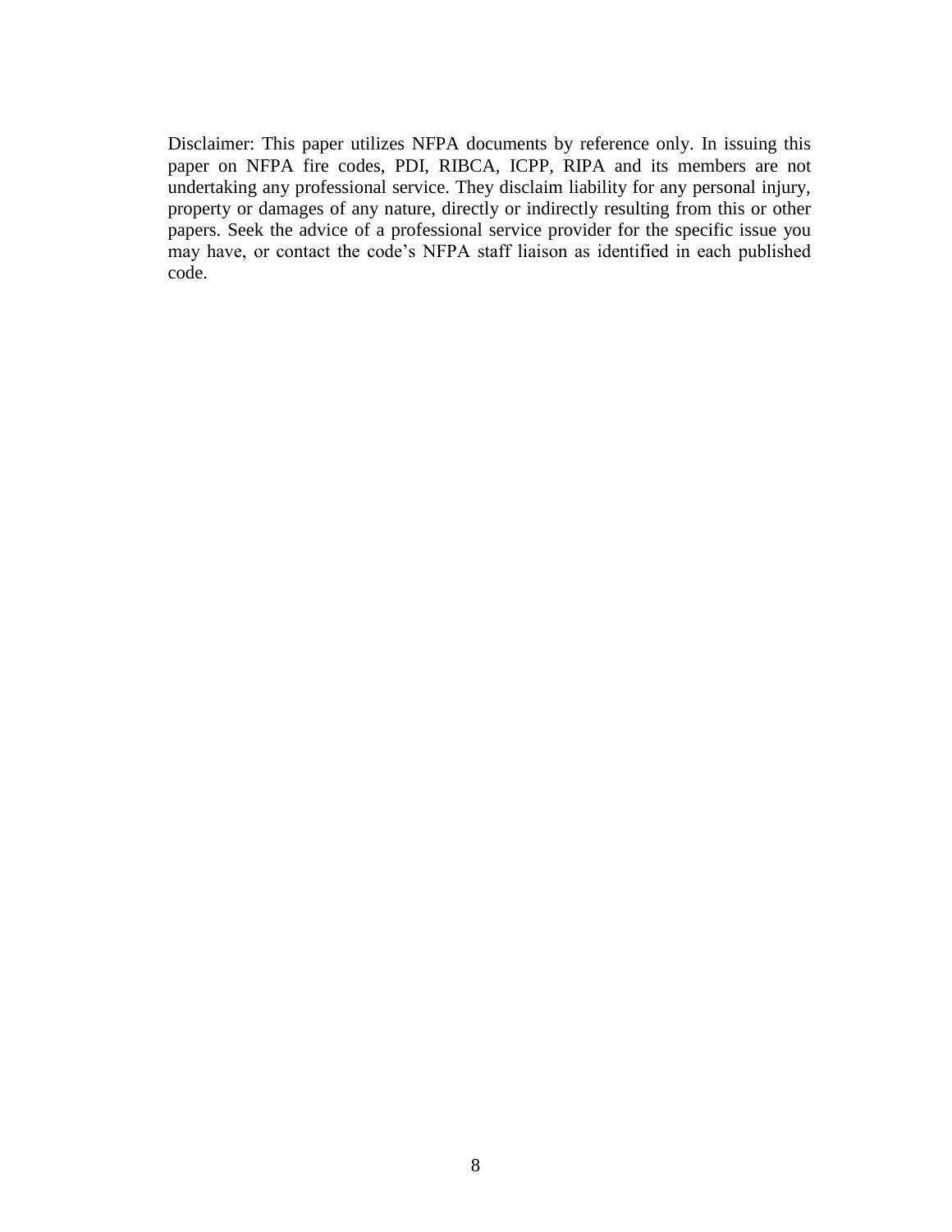Disclaimer: This paper utilizes NFPA documents by reference only. In issuing this paper on NFPA fire codes, PDI, RIBCA, ICPP, RIPA and its members are not undertaking any professional service. They disclaim liability for any personal injury, property or damages of any nature, directly or indirectly resulting from this or other papers. Seek the advice of a professional service provider for the specific issue you may have, or contact the code's NFPA staff liaison as identified in each published code.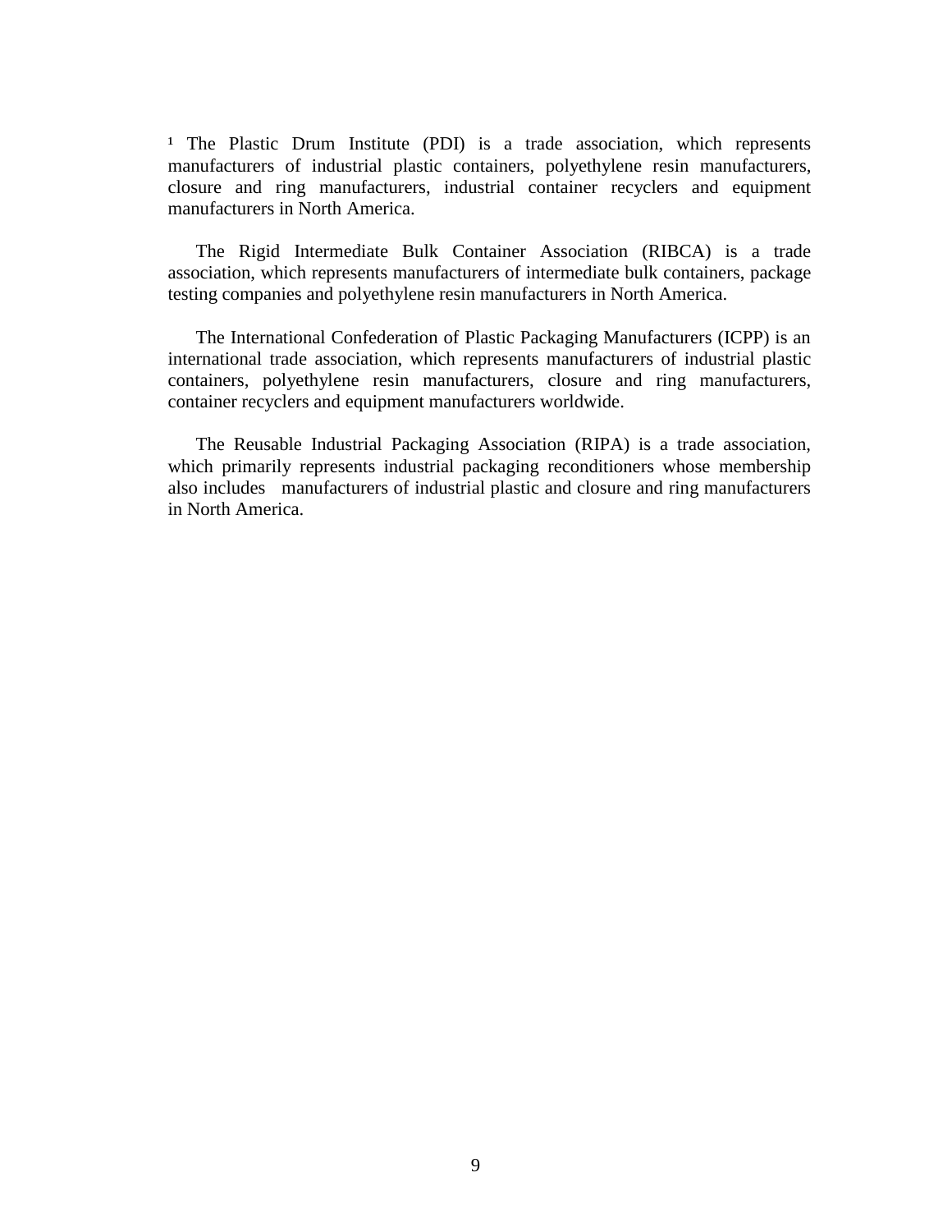[1] The Plastic Drum Institute (PDI) is a trade association, which represents manufacturers of industrial plastic containers, polyethylene resin manufacturers, closure and ring manufacturers, industrial container recyclers and equipment manufacturers in North America.

The Rigid Intermediate Bulk Container Association (RIBCA) is a trade association, which represents manufacturers of intermediate bulk containers, package testing companies and polyethylene resin manufacturers in North America.

The International Confederation of Plastic Packaging Manufacturers (ICPP) is an international trade association, which represents manufacturers of industrial plastic containers, polyethylene resin manufacturers, closure and ring manufacturers, container recyclers and equipment manufacturers worldwide.

The Reusable Industrial Packaging Association (RIPA) is a trade association, which primarily represents industrial packaging reconditioners whose membership also includes manufacturers of industrial plastic and closure and ring manufacturers in North America.